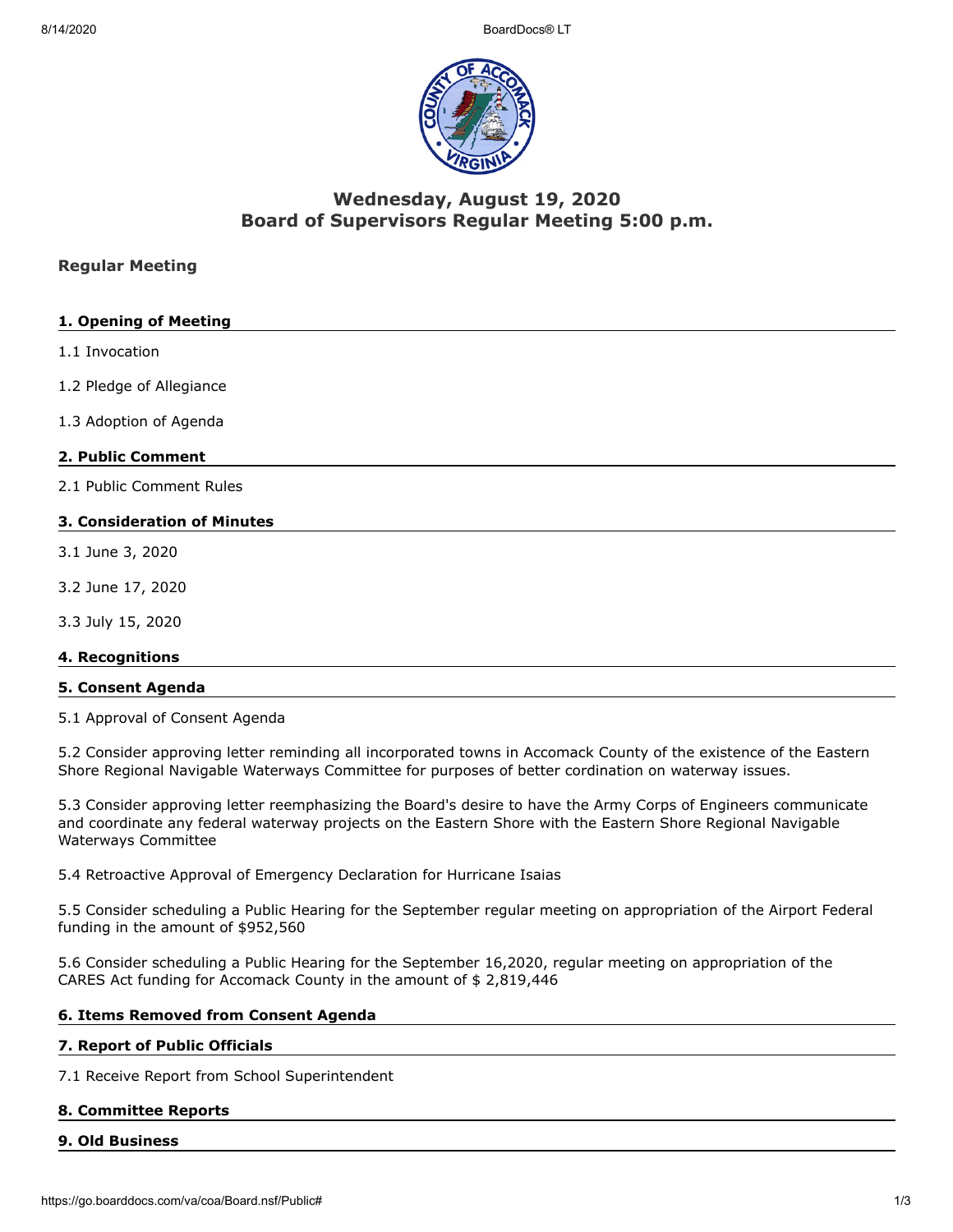# Wednesday, August 19, 2020
# Board of Supervisors Regular Meeting 5:00 p.m.

### Regular Meeting

#### 1. Opening of Meeting

1.1 Invocation

1.2 Pledge of Allegiance

1.3 Adoption of Agenda

#### 2. Public Comment

2.1 Public Comment Rules

#### 3. Consideration of Minutes

3.1 June 3, 2020

3.2 June 17, 2020

3.3 July 15, 2020

#### 4. Recognitions

#### 5. Consent Agenda

5.1 Approval of Consent Agenda

5.2 Consider approving letter reminding all incorporated towns in Accomack County of the existence of the Eastern Shore Regional Navigable Waterways Committee for purposes of better cordination on waterway issues.

5.3 Consider approving letter reemphasizing the Board's desire to have the Army Corps of Engineers communicate and coordinate any federal waterway projects on the Eastern Shore with the Eastern Shore Regional Navigable Waterways Committee

5.4 Retroactive Approval of Emergency Declaration for Hurricane Isaias

5.5 Consider scheduling a Public Hearing for the September regular meeting on appropriation of the Airport Federal funding in the amount of $952,560

5.6 Consider scheduling a Public Hearing for the September 16,2020, regular meeting on appropriation of the CARES Act funding for Accomack County in the amount of $ 2,819,446

#### 6. Items Removed from Consent Agenda

#### 7. Report of Public Officials

7.1 Receive Report from School Superintendent

#### 8. Committee Reports

#### 9. Old Business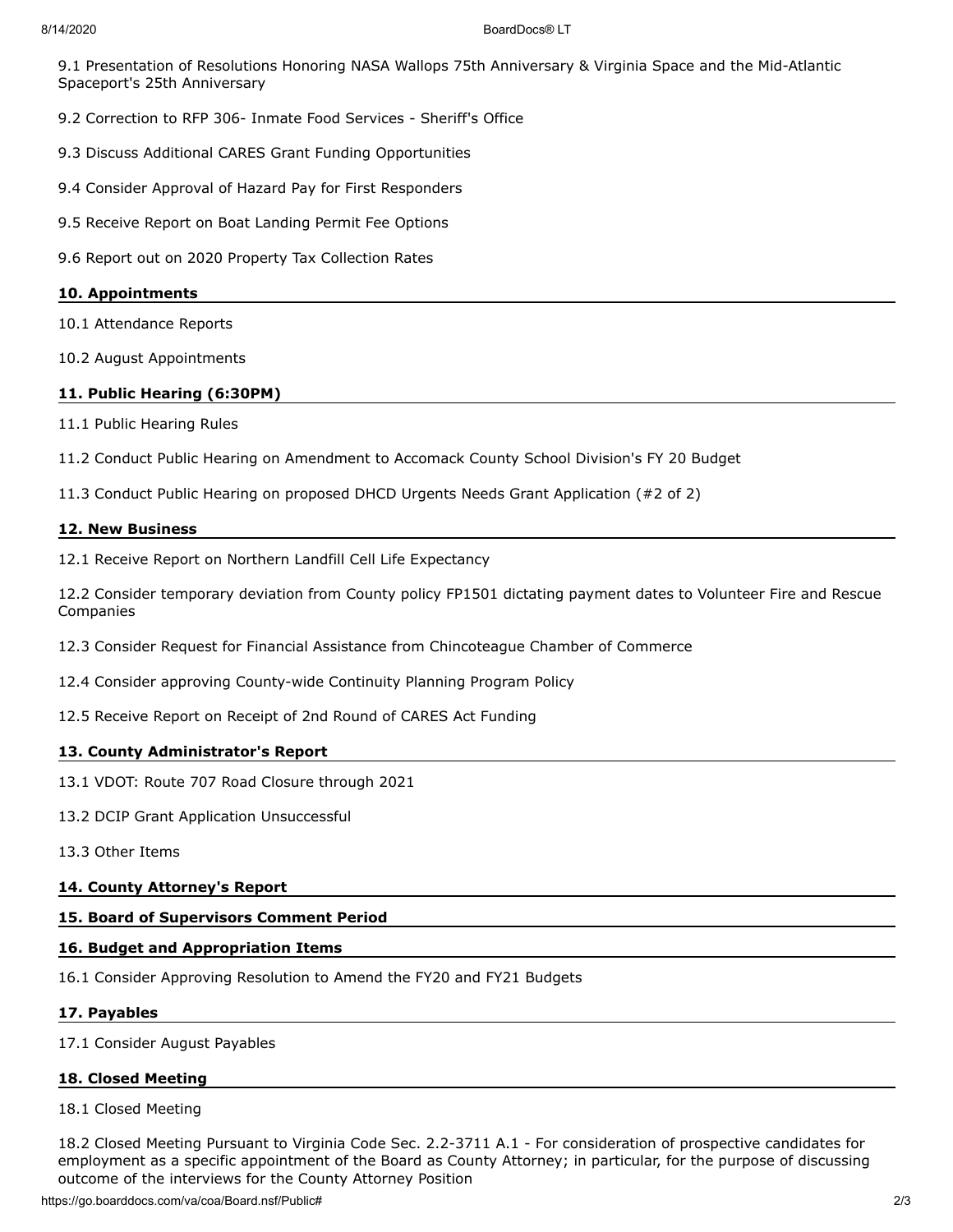9.1 Presentation of Resolutions Honoring NASA Wallops 75th Anniversary & Virginia Space and the Mid-Atlantic Spaceport's 25th Anniversary

9.2 Correction to RFP 306- Inmate Food Services - Sheriff's Office

9.3 Discuss Additional CARES Grant Funding Opportunities

9.4 Consider Approval of Hazard Pay for First Responders

9.5 Receive Report on Boat Landing Permit Fee Options

9.6 Report out on 2020 Property Tax Collection Rates

## 10. Appointments

10.1 Attendance Reports

10.2 August Appointments

## 11. Public Hearing (6:30PM)

11.1 Public Hearing Rules

11.2 Conduct Public Hearing on Amendment to Accomack County School Division's FY 20 Budget

11.3 Conduct Public Hearing on proposed DHCD Urgents Needs Grant Application (#2 of 2)

## 12. New Business

12.1 Receive Report on Northern Landfill Cell Life Expectancy

12.2 Consider temporary deviation from County policy FP1501 dictating payment dates to Volunteer Fire and Rescue Companies

12.3 Consider Request for Financial Assistance from Chincoteague Chamber of Commerce

12.4 Consider approving County-wide Continuity Planning Program Policy

12.5 Receive Report on Receipt of 2nd Round of CARES Act Funding

## 13. County Administrator's Report

13.1 VDOT: Route 707 Road Closure through 2021

13.2 DCIP Grant Application Unsuccessful

13.3 Other Items

## 14. County Attorney's Report

## 15. Board of Supervisors Comment Period

## 16. Budget and Appropriation Items

16.1 Consider Approving Resolution to Amend the FY20 and FY21 Budgets

## 17. Payables

17.1 Consider August Payables

## 18. Closed Meeting

18.1 Closed Meeting

18.2 Closed Meeting Pursuant to Virginia Code Sec. 2.2-3711 A.1 - For consideration of prospective candidates for employment as a specific appointment of the Board as County Attorney; in particular, for the purpose of discussing outcome of the interviews for the County Attorney Position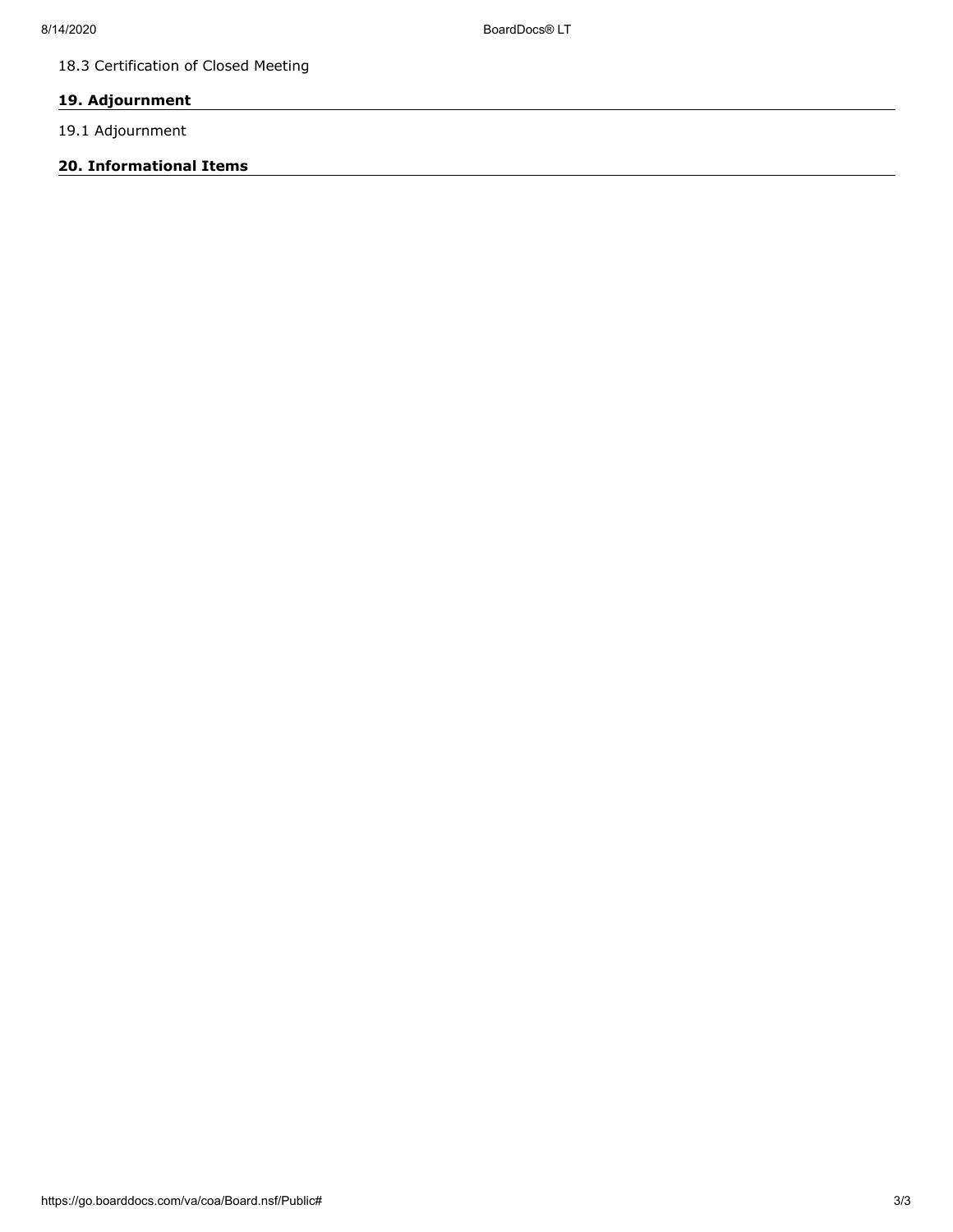18.3 Certification of Closed Meeting

## 19. Adjournment

19.1 Adjournment

## 20. Informational Items